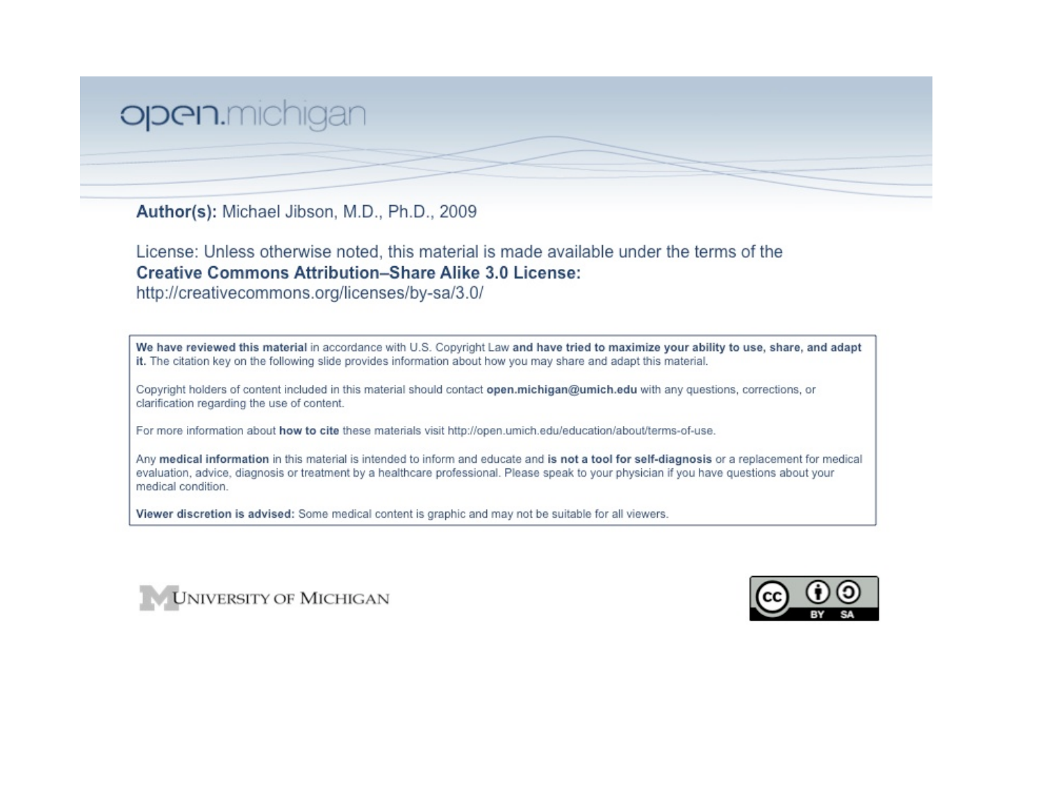open.michigan

**Author(s):** Michael Jibson, M.D., Ph.D., 2009

License: Unless otherwise noted, this material is made available under the terms of the **Creative Commons Attribution–Share Alike 3.0 License:** http://creativecommons.org/licenses/by-sa/3.0/

**We have reviewed this material** in accordance with U.S. Copyright Law **and have tried to maximize your ability to use, share, and adapt it.** The citation key on the following slide provides information about how you may share and adapt this material.

Copyright holders of content included in this material should contact **open.michigan@umich.edu** with any questions, corrections, or clarification regarding the use of content.

For more information about **how to cite** these materials visit http://open.umich.edu/education/about/terms-of-use.

Any **medical information** in this material is intended to inform and educate and **is not a tool for self-diagnosis** or a replacement for medical evaluation, advice, diagnosis or treatment by a healthcare professional. Please speak to your physician if you have questions about your medical condition.

**Viewer discretion is advised:** Some medical content is graphic and may not be suitable for all viewers.

UNIVERSITY OF MICHIGAN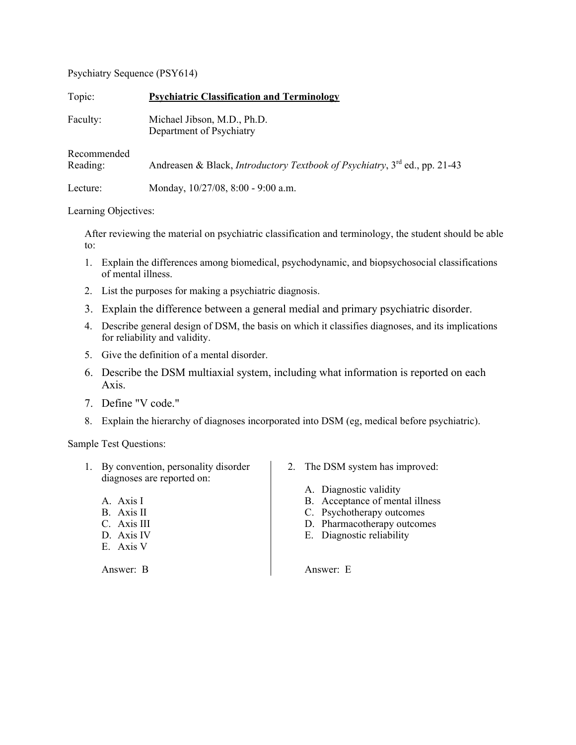Psychiatry Sequence (PSY614)

Topic: **Psychiatric Classification and Terminology**

Faculty: Michael Jibson, M.D., Ph.D.
Department of Psychiatry

Recommended Reading: Andreasen & Black, *Introductory Textbook of Psychiatry*, 3rd ed., pp. 21-43

Lecture: Monday, 10/27/08, 8:00 - 9:00 a.m.

Learning Objectives:

After reviewing the material on psychiatric classification and terminology, the student should be able to:

1. Explain the differences among biomedical, psychodynamic, and biopsychosocial classifications of mental illness.
2. List the purposes for making a psychiatric diagnosis.
3. Explain the difference between a general medial and primary psychiatric disorder.
4. Describe general design of DSM, the basis on which it classifies diagnoses, and its implications for reliability and validity.
5. Give the definition of a mental disorder.
6. Describe the DSM multiaxial system, including what information is reported on each Axis.
7. Define "V code."
8. Explain the hierarchy of diagnoses incorporated into DSM (eg, medical before psychiatric).

Sample Test Questions:

1. By convention, personality disorder diagnoses are reported on:

   A. Axis I
   B. Axis II
   C. Axis III
   D. Axis IV
   E. Axis V

   Answer: B

2. The DSM system has improved:

   A. Diagnostic validity
   B. Acceptance of mental illness
   C. Psychotherapy outcomes
   D. Pharmacotherapy outcomes
   E. Diagnostic reliability

   Answer: E